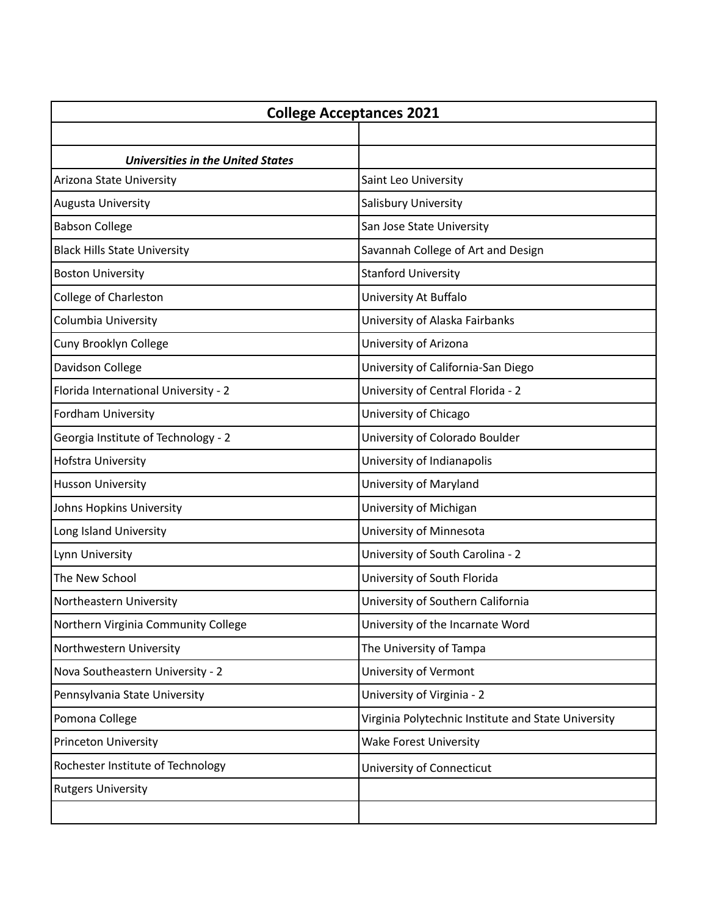| College Acceptances 2021 | |
|---|---|
| | |
| ***Universities in the United States*** | |
| Arizona State University | Saint Leo University |
| Augusta University | Salisbury University |
| Babson College | San Jose State University |
| Black Hills State University | Savannah College of Art and Design |
| Boston University | Stanford University |
| College of Charleston | University At Buffalo |
| Columbia University | University of Alaska Fairbanks |
| Cuny Brooklyn College | University of Arizona |
| Davidson College | University of California-San Diego |
| Florida International University - 2 | University of Central Florida - 2 |
| Fordham University | University of Chicago |
| Georgia Institute of Technology - 2 | University of Colorado Boulder |
| Hofstra University | University of Indianapolis |
| Husson University | University of Maryland |
| Johns Hopkins University | University of Michigan |
| Long Island University | University of Minnesota |
| Lynn University | University of South Carolina - 2 |
| The New School | University of South Florida |
| Northeastern University | University of Southern California |
| Northern Virginia Community College | University of the Incarnate Word |
| Northwestern University | The University of Tampa |
| Nova Southeastern University - 2 | University of Vermont |
| Pennsylvania State University | University of Virginia - 2 |
| Pomona College | Virginia Polytechnic Institute and State University |
| Princeton University | Wake Forest University |
| Rochester Institute of Technology | University of Connecticut |
| Rutgers University | |
| | |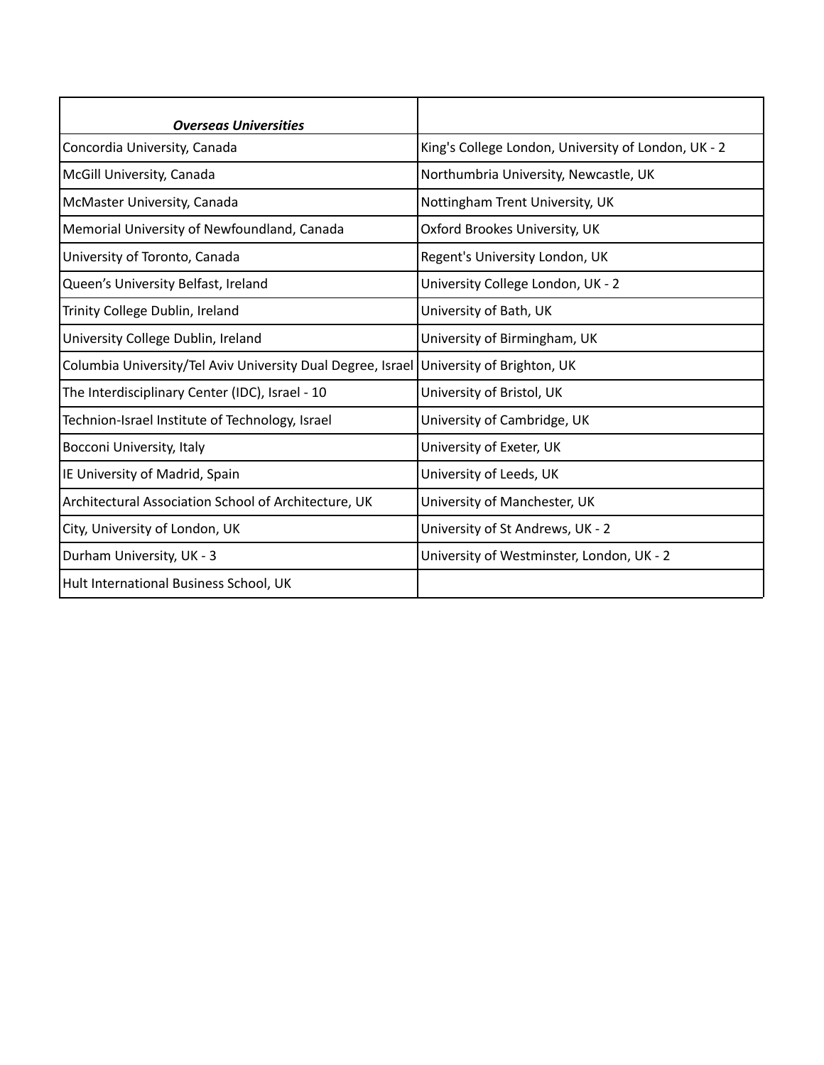| *Overseas Universities* | |
|---|---|
| Concordia University, Canada | King's College London, University of London, UK - 2 |
| McGill University, Canada | Northumbria University, Newcastle, UK |
| McMaster University, Canada | Nottingham Trent University, UK |
| Memorial University of Newfoundland, Canada | Oxford Brookes University, UK |
| University of Toronto, Canada | Regent's University London, UK |
| Queen's University Belfast, Ireland | University College London, UK - 2 |
| Trinity College Dublin, Ireland | University of Bath, UK |
| University College Dublin, Ireland | University of Birmingham, UK |
| Columbia University/Tel Aviv University Dual Degree, Israel | University of Brighton, UK |
| The Interdisciplinary Center (IDC), Israel - 10 | University of Bristol, UK |
| Technion-Israel Institute of Technology, Israel | University of Cambridge, UK |
| Bocconi University, Italy | University of Exeter, UK |
| IE University of Madrid, Spain | University of Leeds, UK |
| Architectural Association School of Architecture, UK | University of Manchester, UK |
| City, University of London, UK | University of St Andrews, UK - 2 |
| Durham University, UK - 3 | University of Westminster, London, UK - 2 |
| Hult International Business School, UK | |